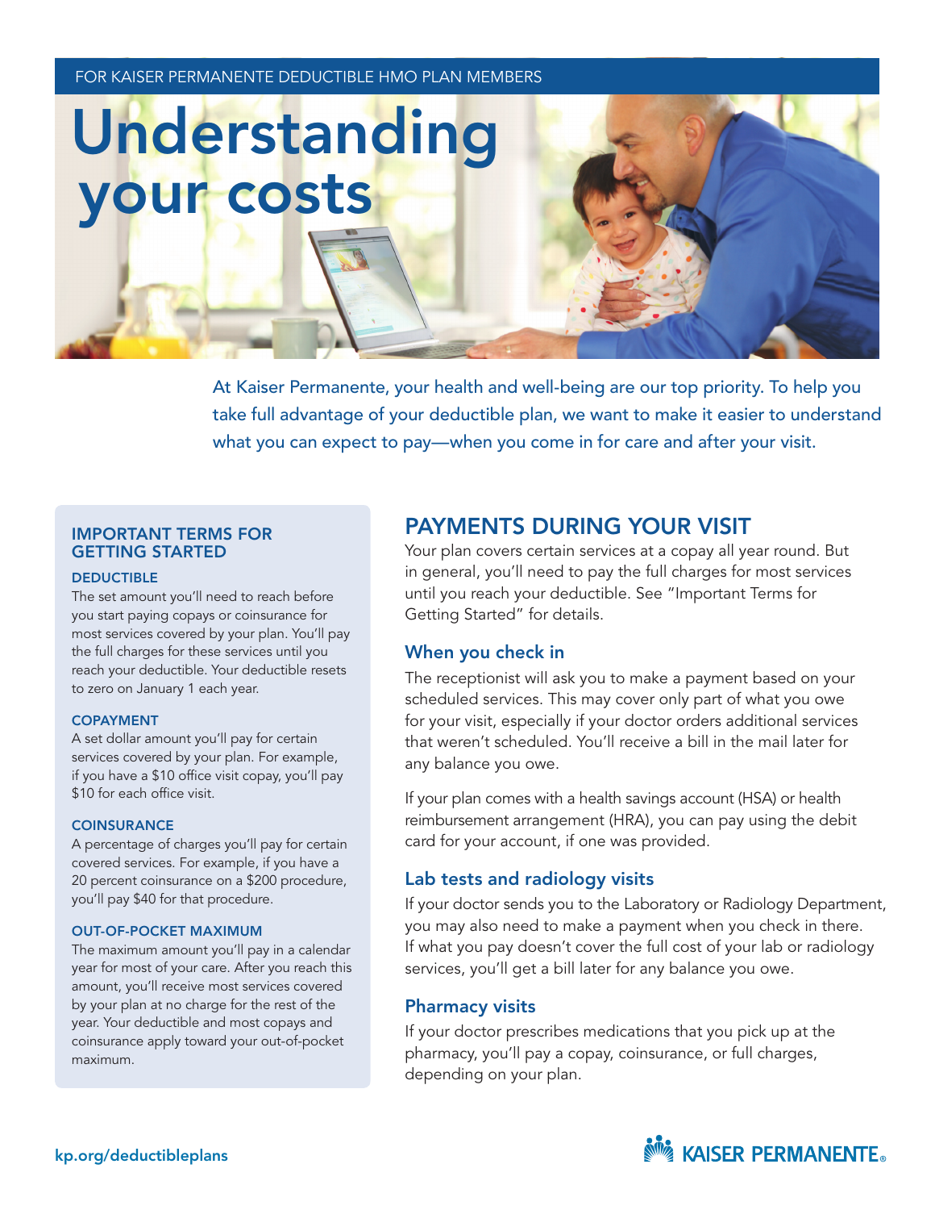FOR KAISER PERMANENTE DEDUCTIBLE HMO PLAN MEMBERS

# Understanding your costs

At Kaiser Permanente, your health and well-being are our top priority. To help you take full advantage of your deductible plan, we want to make it easier to understand what you can expect to pay—when you come in for care and after your visit.

## IMPORTANT TERMS FOR GETTING STARTED

### DEDUCTIBLE

The set amount you'll need to reach before you start paying copays or coinsurance for most services covered by your plan. You'll pay the full charges for these services until you reach your deductible. Your deductible resets to zero on January 1 each year.

### COPAYMENT

A set dollar amount you'll pay for certain services covered by your plan. For example, if you have a $10 office visit copay, you'll pay $10 for each office visit.

### COINSURANCE

A percentage of charges you'll pay for certain covered services. For example, if you have a 20 percent coinsurance on a $200 procedure, you'll pay $40 for that procedure.

### OUT-OF-POCKET MAXIMUM

The maximum amount you'll pay in a calendar year for most of your care. After you reach this amount, you'll receive most services covered by your plan at no charge for the rest of the year. Your deductible and most copays and coinsurance apply toward your out-of-pocket maximum.

## PAYMENTS DURING YOUR VISIT

Your plan covers certain services at a copay all year round. But in general, you'll need to pay the full charges for most services until you reach your deductible. See "Important Terms for Getting Started" for details.

### When you check in

The receptionist will ask you to make a payment based on your scheduled services. This may cover only part of what you owe for your visit, especially if your doctor orders additional services that weren't scheduled. You'll receive a bill in the mail later for any balance you owe.

If your plan comes with a health savings account (HSA) or health reimbursement arrangement (HRA), you can pay using the debit card for your account, if one was provided.

### Lab tests and radiology visits

If your doctor sends you to the Laboratory or Radiology Department, you may also need to make a payment when you check in there. If what you pay doesn't cover the full cost of your lab or radiology services, you'll get a bill later for any balance you owe.

### Pharmacy visits

If your doctor prescribes medications that you pick up at the pharmacy, you'll pay a copay, coinsurance, or full charges, depending on your plan.

kp.org/deductibleplans

KAISER PERMANENTE®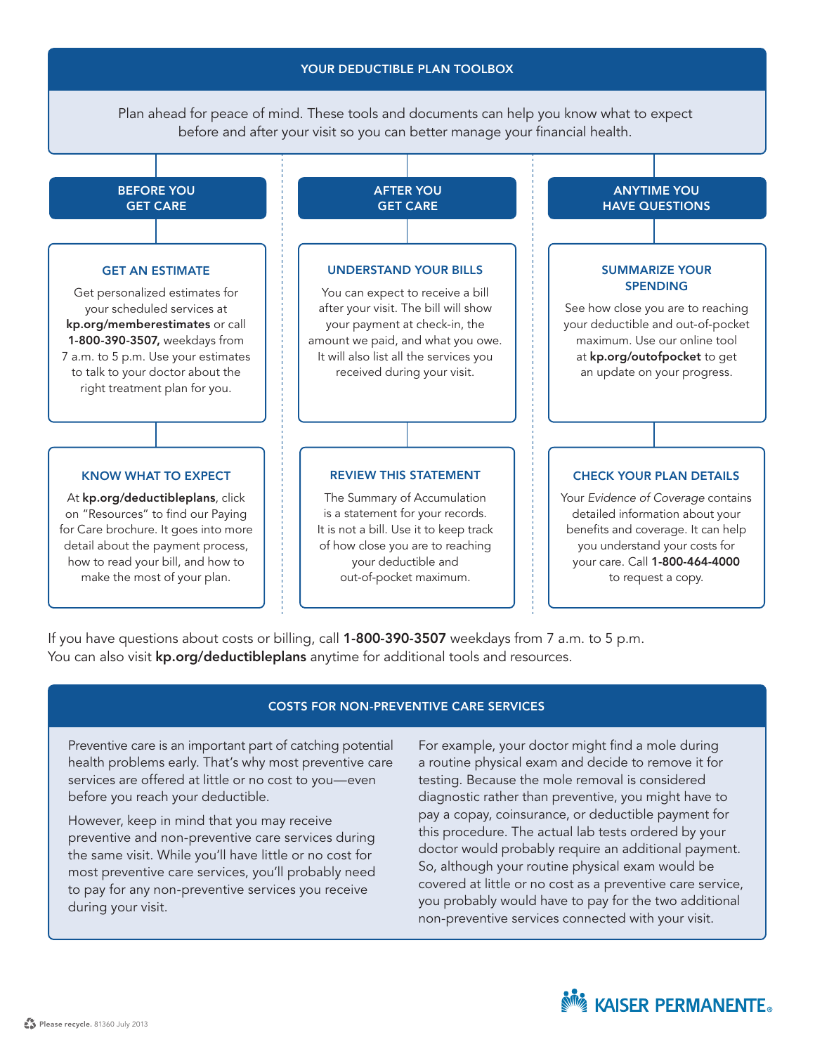## YOUR DEDUCTIBLE PLAN TOOLBOX

Plan ahead for peace of mind. These tools and documents can help you know what to expect before and after your visit so you can better manage your financial health.

### BEFORE YOU GET CARE

#### GET AN ESTIMATE

Get personalized estimates for your scheduled services at **kp.org/memberestimates** or call **1-800-390-3507,** weekdays from 7 a.m. to 5 p.m. Use your estimates to talk to your doctor about the right treatment plan for you.

#### KNOW WHAT TO EXPECT

At **kp.org/deductibleplans**, click on "Resources" to find our Paying for Care brochure. It goes into more detail about the payment process, how to read your bill, and how to make the most of your plan.

### AFTER YOU GET CARE

#### UNDERSTAND YOUR BILLS

You can expect to receive a bill after your visit. The bill will show your payment at check-in, the amount we paid, and what you owe. It will also list all the services you received during your visit.

#### REVIEW THIS STATEMENT

The Summary of Accumulation is a statement for your records. It is not a bill. Use it to keep track of how close you are to reaching your deductible and out-of-pocket maximum.

### ANYTIME YOU HAVE QUESTIONS

#### SUMMARIZE YOUR SPENDING

See how close you are to reaching your deductible and out-of-pocket maximum. Use our online tool at **kp.org/outofpocket** to get an update on your progress.

#### CHECK YOUR PLAN DETAILS

Your *Evidence of Coverage* contains detailed information about your benefits and coverage. It can help you understand your costs for your care. Call **1-800-464-4000** to request a copy.

If you have questions about costs or billing, call **1-800-390-3507** weekdays from 7 a.m. to 5 p.m. You can also visit **kp.org/deductibleplans** anytime for additional tools and resources.

## COSTS FOR NON-PREVENTIVE CARE SERVICES

Preventive care is an important part of catching potential health problems early. That's why most preventive care services are offered at little or no cost to you—even before you reach your deductible.

However, keep in mind that you may receive preventive and non-preventive care services during the same visit. While you'll have little or no cost for most preventive care services, you'll probably need to pay for any non-preventive services you receive during your visit.

For example, your doctor might find a mole during a routine physical exam and decide to remove it for testing. Because the mole removal is considered diagnostic rather than preventive, you might have to pay a copay, coinsurance, or deductible payment for this procedure. The actual lab tests ordered by your doctor would probably require an additional payment. So, although your routine physical exam would be covered at little or no cost as a preventive care service, you probably would have to pay for the two additional non-preventive services connected with your visit.

KAISER PERMANENTE®

Please recycle. 81360 July 2013